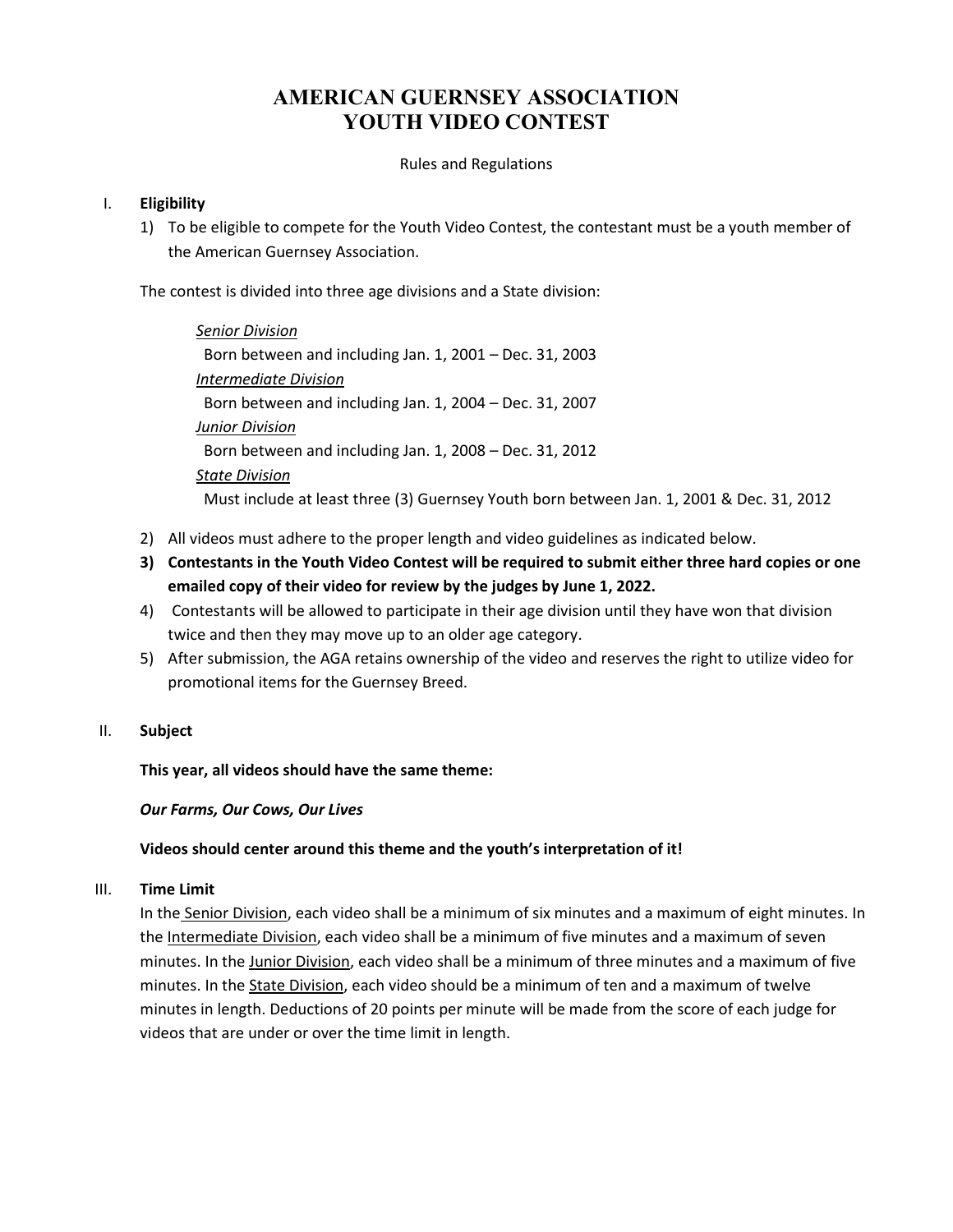# AMERICAN GUERNSEY ASSOCIATION
# YOUTH VIDEO CONTEST

Rules and Regulations

## I. Eligibility

1) To be eligible to compete for the Youth Video Contest, the contestant must be a youth member of the American Guernsey Association.

The contest is divided into three age divisions and a State division:

*Senior Division*
Born between and including Jan. 1, 2001 – Dec. 31, 2003
*Intermediate Division*
Born between and including Jan. 1, 2004 – Dec. 31, 2007
*Junior Division*
Born between and including Jan. 1, 2008 – Dec. 31, 2012
*State Division*
Must include at least three (3) Guernsey Youth born between Jan. 1, 2001 & Dec. 31, 2012

2) All videos must adhere to the proper length and video guidelines as indicated below.
3) **Contestants in the Youth Video Contest will be required to submit either three hard copies or one emailed copy of their video for review by the judges by June 1, 2022.**
4) Contestants will be allowed to participate in their age division until they have won that division twice and then they may move up to an older age category.
5) After submission, the AGA retains ownership of the video and reserves the right to utilize video for promotional items for the Guernsey Breed.

## II. Subject

**This year, all videos should have the same theme:**

***Our Farms, Our Cows, Our Lives***

**Videos should center around this theme and the youth's interpretation of it!**

## III. Time Limit

In the Senior Division, each video shall be a minimum of six minutes and a maximum of eight minutes. In the Intermediate Division, each video shall be a minimum of five minutes and a maximum of seven minutes. In the Junior Division, each video shall be a minimum of three minutes and a maximum of five minutes. In the State Division, each video should be a minimum of ten and a maximum of twelve minutes in length. Deductions of 20 points per minute will be made from the score of each judge for videos that are under or over the time limit in length.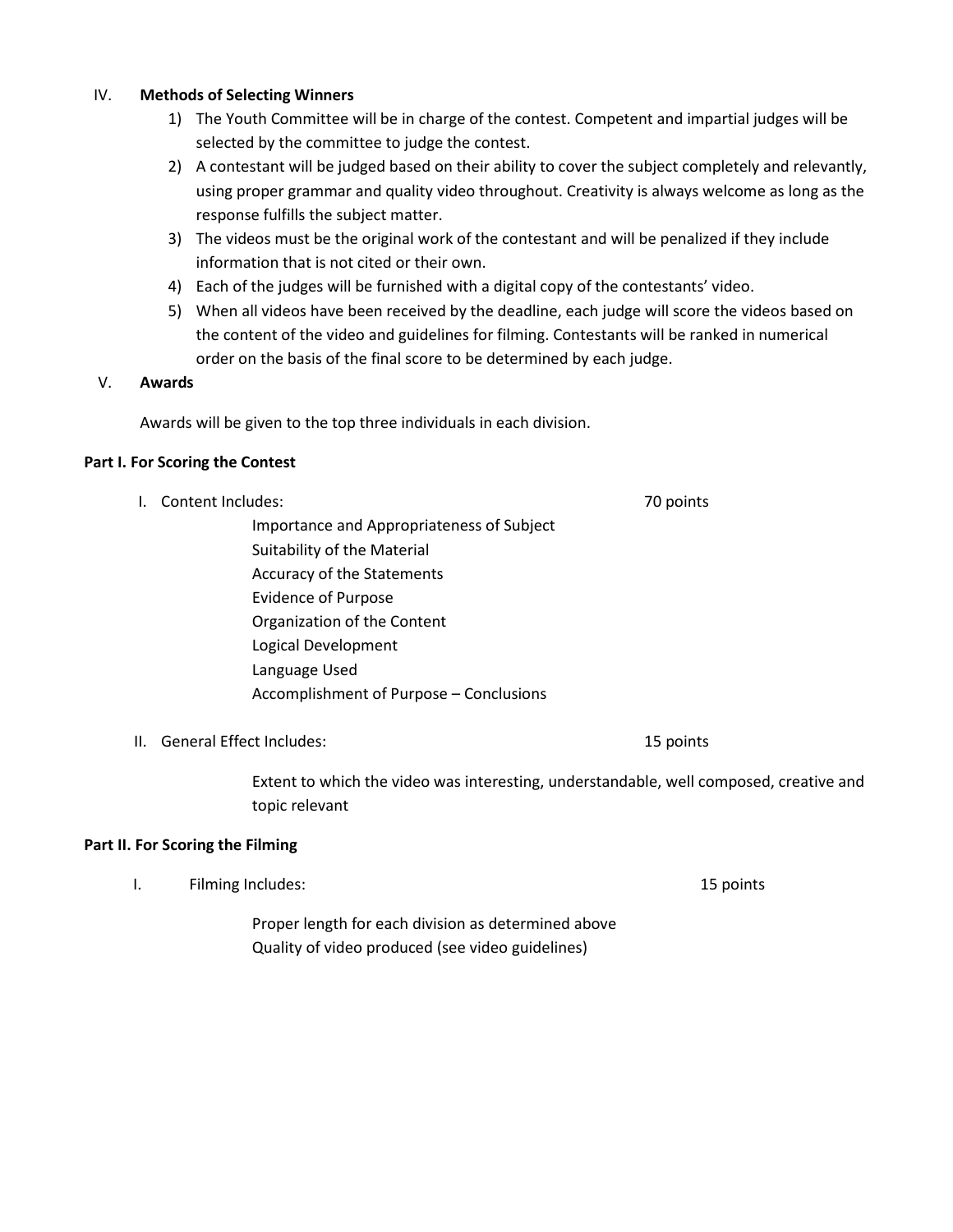IV. **Methods of Selecting Winners**

1) The Youth Committee will be in charge of the contest. Competent and impartial judges will be selected by the committee to judge the contest.
2) A contestant will be judged based on their ability to cover the subject completely and relevantly, using proper grammar and quality video throughout. Creativity is always welcome as long as the response fulfills the subject matter.
3) The videos must be the original work of the contestant and will be penalized if they include information that is not cited or their own.
4) Each of the judges will be furnished with a digital copy of the contestants' video.
5) When all videos have been received by the deadline, each judge will score the videos based on the content of the video and guidelines for filming. Contestants will be ranked in numerical order on the basis of the final score to be determined by each judge.

V. **Awards**

Awards will be given to the top three individuals in each division.

**Part I. For Scoring the Contest**

I. Content Includes: 70 points

- Importance and Appropriateness of Subject
- Suitability of the Material
- Accuracy of the Statements
- Evidence of Purpose
- Organization of the Content
- Logical Development
- Language Used
- Accomplishment of Purpose – Conclusions

II. General Effect Includes: 15 points

Extent to which the video was interesting, understandable, well composed, creative and topic relevant

**Part II. For Scoring the Filming**

I. Filming Includes: 15 points

- Proper length for each division as determined above
- Quality of video produced (see video guidelines)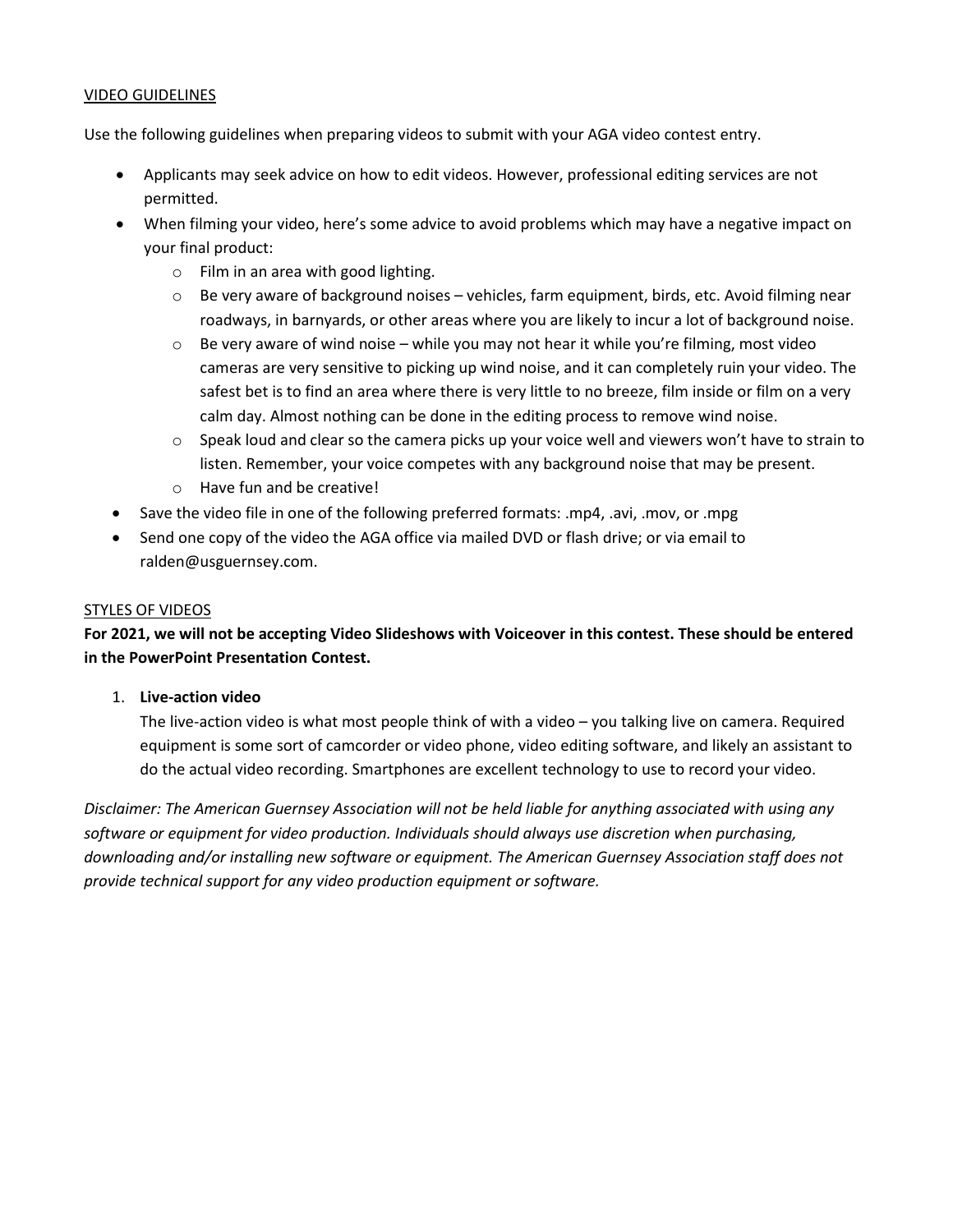## VIDEO GUIDELINES

Use the following guidelines when preparing videos to submit with your AGA video contest entry.

- Applicants may seek advice on how to edit videos. However, professional editing services are not permitted.
- When filming your video, here's some advice to avoid problems which may have a negative impact on your final product:
  - Film in an area with good lighting.
  - Be very aware of background noises – vehicles, farm equipment, birds, etc. Avoid filming near roadways, in barnyards, or other areas where you are likely to incur a lot of background noise.
  - Be very aware of wind noise – while you may not hear it while you're filming, most video cameras are very sensitive to picking up wind noise, and it can completely ruin your video. The safest bet is to find an area where there is very little to no breeze, film inside or film on a very calm day. Almost nothing can be done in the editing process to remove wind noise.
  - Speak loud and clear so the camera picks up your voice well and viewers won't have to strain to listen. Remember, your voice competes with any background noise that may be present.
  - Have fun and be creative!
- Save the video file in one of the following preferred formats: .mp4, .avi, .mov, or .mpg
- Send one copy of the video the AGA office via mailed DVD or flash drive; or via email to ralden@usguernsey.com.

## STYLES OF VIDEOS

**For 2021, we will not be accepting Video Slideshows with Voiceover in this contest. These should be entered in the PowerPoint Presentation Contest.**

1. **Live-action video**
   The live-action video is what most people think of with a video – you talking live on camera. Required equipment is some sort of camcorder or video phone, video editing software, and likely an assistant to do the actual video recording. Smartphones are excellent technology to use to record your video.

*Disclaimer: The American Guernsey Association will not be held liable for anything associated with using any software or equipment for video production. Individuals should always use discretion when purchasing, downloading and/or installing new software or equipment. The American Guernsey Association staff does not provide technical support for any video production equipment or software.*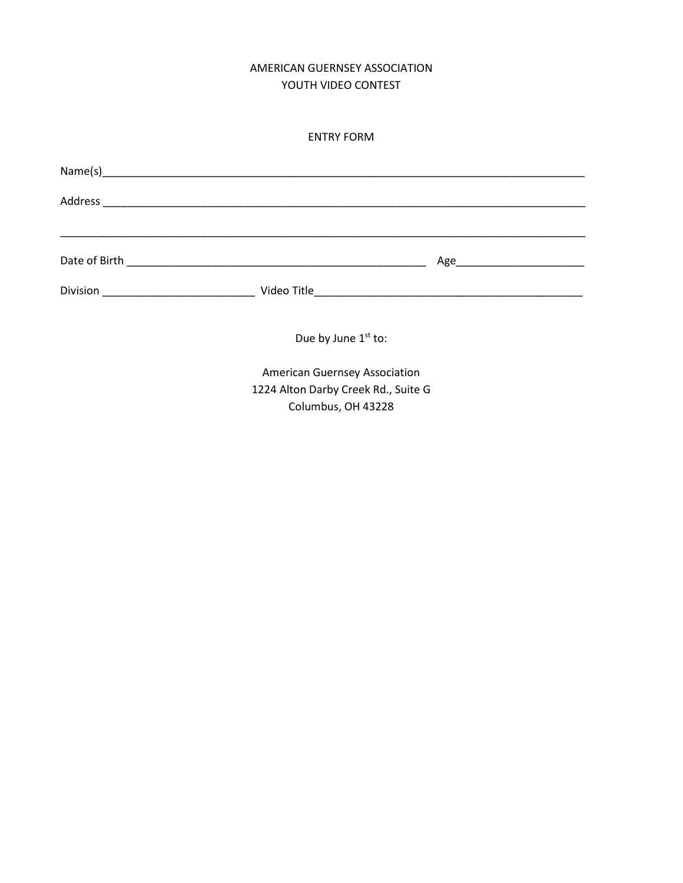AMERICAN GUERNSEY ASSOCIATION
YOUTH VIDEO CONTEST

ENTRY FORM

Name(s)________________________________________________________________________________

Address ________________________________________________________________________________

________________________________________________________________________________________

Date of Birth ______________________________________________ Age____________________

Division ________________________ Video Title__________________________________________

Due by June 1st to:

American Guernsey Association
1224 Alton Darby Creek Rd., Suite G
Columbus, OH 43228